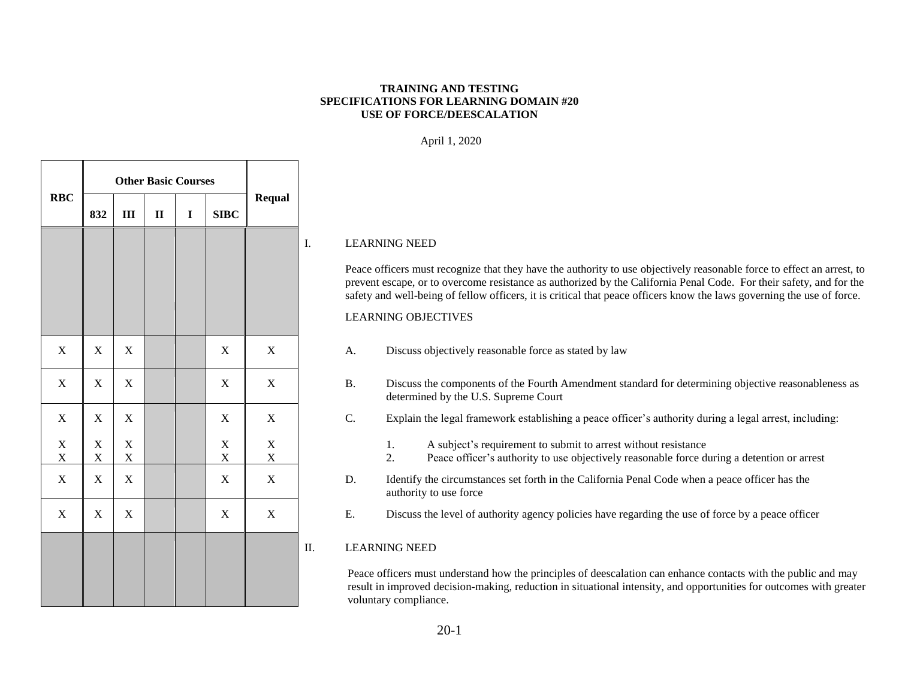# TRAINING AND TESTING SPECIFICATIONS FOR LEARNING DOMAIN #20 USE OF FORCE/DEESCALATION

April 1, 2020

| RBC | Other Basic Courses | | | | | Requal | |
|---|---|---|---|---|---|---|---|
| | 832 | III | II | I | SIBC | | |
| | | | | | | | I. LEARNING NEED<br><br>Peace officers must recognize that they have the authority to use objectively reasonable force to effect an arrest, to prevent escape, or to overcome resistance as authorized by the California Penal Code. For their safety, and for the safety and well-being of fellow officers, it is critical that peace officers know the laws governing the use of force.<br><br>LEARNING OBJECTIVES |
| X | X | X | | | X | X | A. Discuss objectively reasonable force as stated by law |
| X | X | X | | | X | X | B. Discuss the components of the Fourth Amendment standard for determining objective reasonableness as determined by the U.S. Supreme Court |
| X | X | X | | | X | X | C. Explain the legal framework establishing a peace officer's authority during a legal arrest, including: |
| X | X | X | | | X | X | 1. A subject's requirement to submit to arrest without resistance |
| X | X | X | | | X | X | 2. Peace officer's authority to use objectively reasonable force during a detention or arrest |
| X | X | X | | | X | X | D. Identify the circumstances set forth in the California Penal Code when a peace officer has the authority to use force |
| X | X | X | | | X | X | E. Discuss the level of authority agency policies have regarding the use of force by a peace officer |
| | | | | | | | II. LEARNING NEED<br><br>Peace officers must understand how the principles of deescalation can enhance contacts with the public and may result in improved decision-making, reduction in situational intensity, and opportunities for outcomes with greater voluntary compliance. |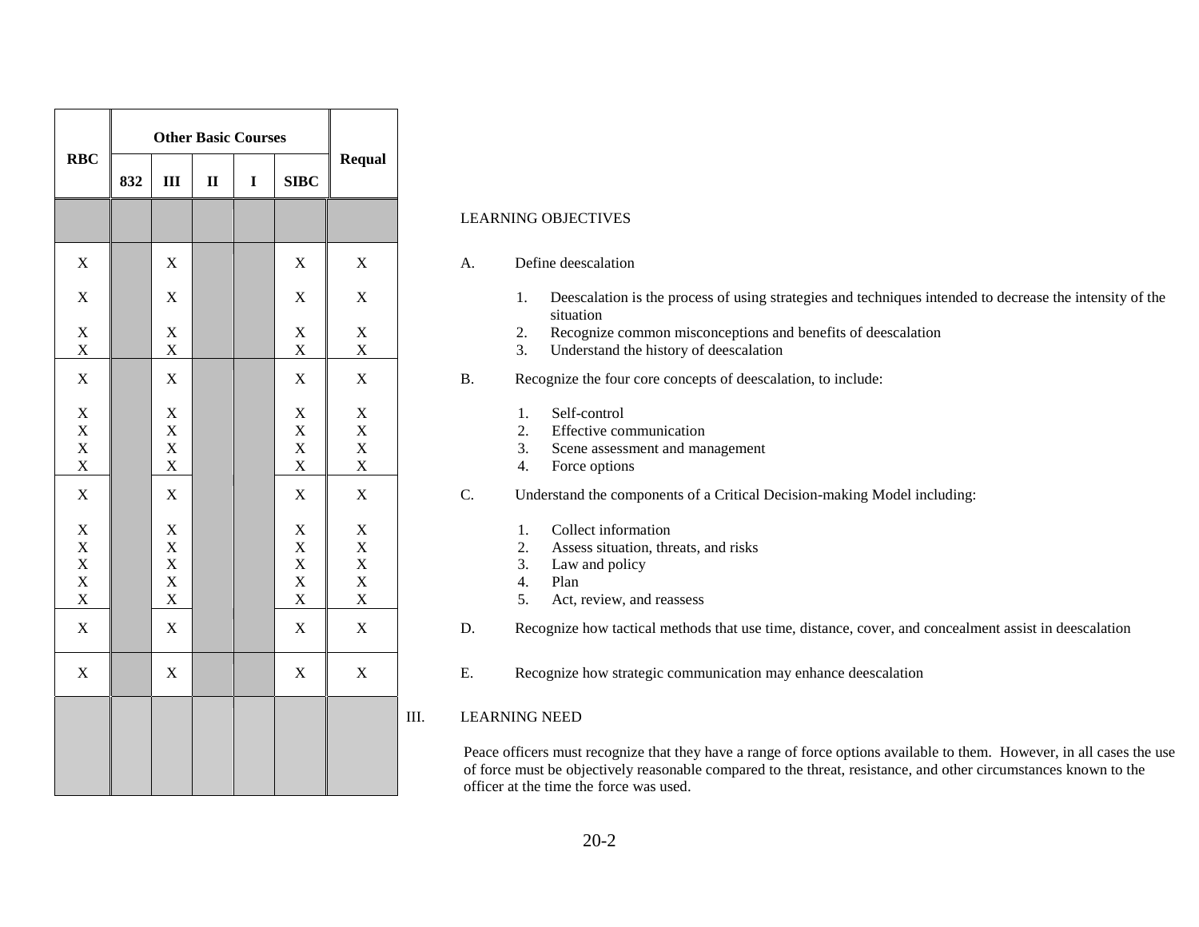| RBC | Other Basic Courses | | | | | Requal | |
|---|---|---|---|---|---|---|---|
| | 832 | III | II | I | SIBC | | |
| | | | | | | | LEARNING OBJECTIVES |
| X | | X | | | X | X | A. Define deescalation |
| X | | X | | | X | X | 1. Deescalation is the process of using strategies and techniques intended to decrease the intensity of the situation |
| X | | X | | | X | X | 2. Recognize common misconceptions and benefits of deescalation |
| X | | X | | | X | X | 3. Understand the history of deescalation |
| X | | X | | | X | X | B. Recognize the four core concepts of deescalation, to include: |
| X | | X | | | X | X | 1. Self-control |
| X | | X | | | X | X | 2. Effective communication |
| X | | X | | | X | X | 3. Scene assessment and management |
| X | | X | | | X | X | 4. Force options |
| X | | X | | | X | X | C. Understand the components of a Critical Decision-making Model including: |
| X | | X | | | X | X | 1. Collect information |
| X | | X | | | X | X | 2. Assess situation, threats, and risks |
| X | | X | | | X | X | 3. Law and policy |
| X | | X | | | X | X | 4. Plan |
| X | | X | | | X | X | 5. Act, review, and reassess |
| X | | X | | | X | X | D. Recognize how tactical methods that use time, distance, cover, and concealment assist in deescalation |
| X | | X | | | X | X | E. Recognize how strategic communication may enhance deescalation |

III. LEARNING NEED

Peace officers must recognize that they have a range of force options available to them. However, in all cases the use of force must be objectively reasonable compared to the threat, resistance, and other circumstances known to the officer at the time the force was used.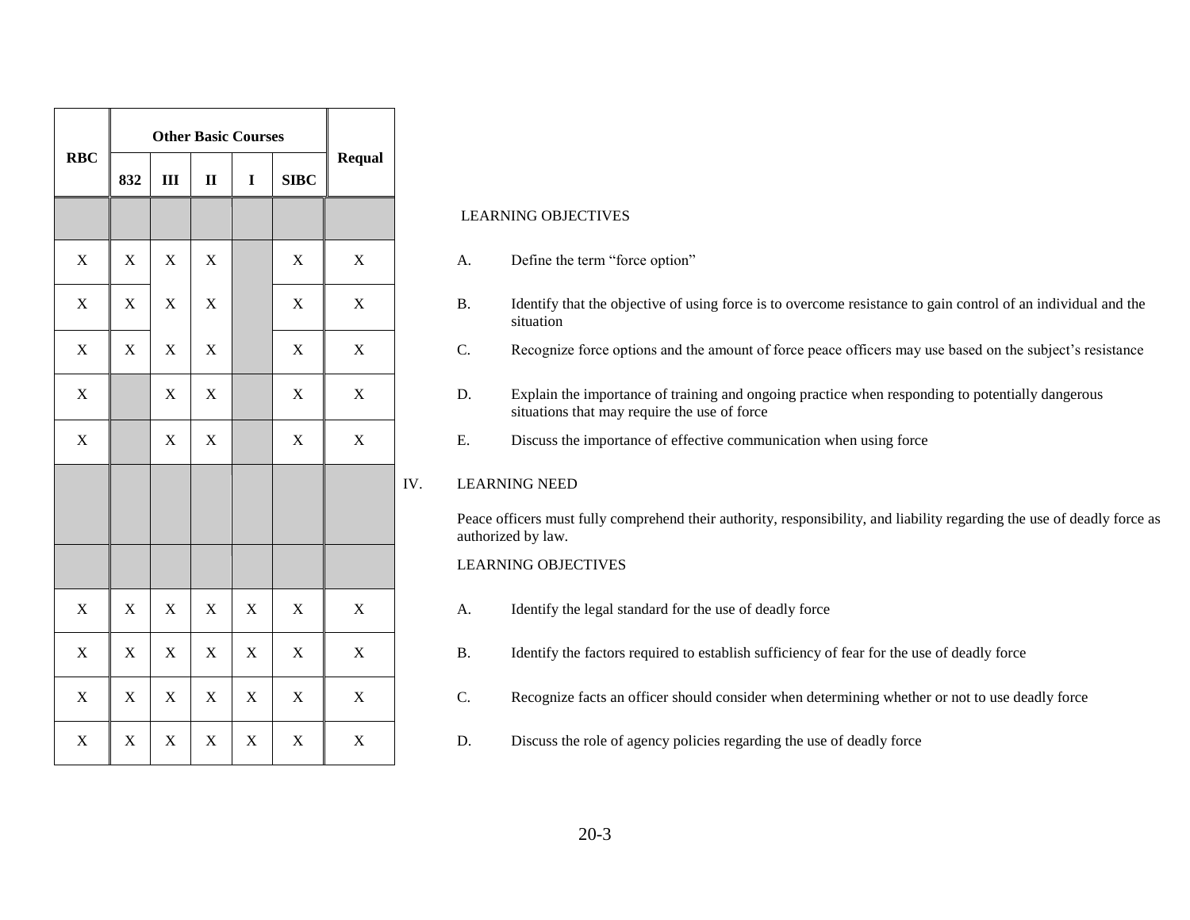| RBC | Other Basic Courses | | | | | Requal | |
|---|---|---|---|---|---|---|---|
| | 832 | III | II | I | SIBC | | |
| | | | | | | | LEARNING OBJECTIVES |
| X | X | X | X | | X | X | A. Define the term "force option" |
| X | X | X | X | | X | X | B. Identify that the objective of using force is to overcome resistance to gain control of an individual and the situation |
| X | X | X | X | | X | X | C. Recognize force options and the amount of force peace officers may use based on the subject's resistance |
| X | | X | X | | X | X | D. Explain the importance of training and ongoing practice when responding to potentially dangerous situations that may require the use of force |
| X | | X | X | | X | X | E. Discuss the importance of effective communication when using force |
| | | | | | | | IV. LEARNING NEED<br>Peace officers must fully comprehend their authority, responsibility, and liability regarding the use of deadly force as authorized by law. |
| | | | | | | | LEARNING OBJECTIVES |
| X | X | X | X | X | X | X | A. Identify the legal standard for the use of deadly force |
| X | X | X | X | X | X | X | B. Identify the factors required to establish sufficiency of fear for the use of deadly force |
| X | X | X | X | X | X | X | C. Recognize facts an officer should consider when determining whether or not to use deadly force |
| X | X | X | X | X | X | X | D. Discuss the role of agency policies regarding the use of deadly force |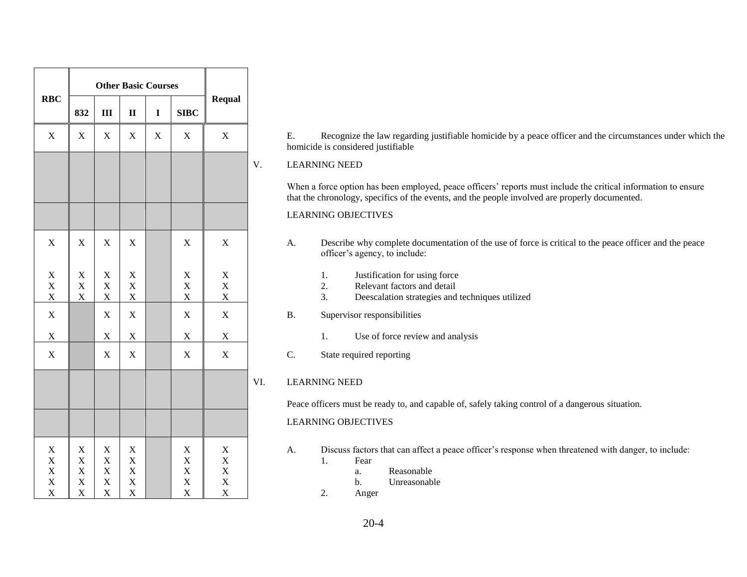| RBC | Other Basic Courses | | | | | Requal | Content |
|---|---|---|---|---|---|---|---|
| | 832 | III | II | I | SIBC | | |
| X | X | X | X | X | X | X | E. Recognize the law regarding justifiable homicide by a peace officer and the circumstances under which the homicide is considered justifiable |
| | | | | | | | V. LEARNING NEED<br><br>When a force option has been employed, peace officers' reports must include the critical information to ensure that the chronology, specifics of the events, and the people involved are properly documented. |
| | | | | | | | LEARNING OBJECTIVES |
| X | X | X | X | | X | X | A. Describe why complete documentation of the use of force is critical to the peace officer and the peace officer's agency, to include: |
| X | X | X | X | | X | X | 1. Justification for using force |
| X | X | X | X | | X | X | 2. Relevant factors and detail |
| X | X | X | X | | X | X | 3. Deescalation strategies and techniques utilized |
| X | | X | X | | X | X | B. Supervisor responsibilities |
| X | | X | X | | X | X | 1. Use of force review and analysis |
| X | | X | X | | X | X | C. State required reporting |
| | | | | | | | VI. LEARNING NEED<br><br>Peace officers must be ready to, and capable of, safely taking control of a dangerous situation. |
| | | | | | | | LEARNING OBJECTIVES |
| X | X | X | X | | X | X | A. Discuss factors that can affect a peace officer's response when threatened with danger, to include: |
| X | X | X | X | | X | X | 1. Fear |
| X | X | X | X | | X | X | a. Reasonable |
| X | X | X | X | | X | X | b. Unreasonable |
| X | X | X | X | | X | X | 2. Anger |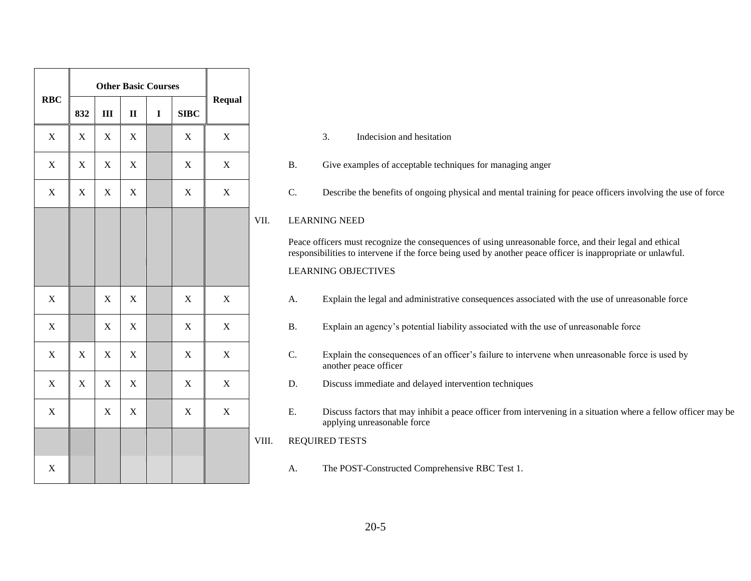| RBC | Other Basic Courses | | | | | Requal | | |
|---|---|---|---|---|---|---|---|---|
| | 832 | III | II | I | SIBC | | | |
| X | X | X | X | | X | X | | 3. Indecision and hesitation |
| X | X | X | X | | X | X | | B. Give examples of acceptable techniques for managing anger |
| X | X | X | X | | X | X | | C. Describe the benefits of ongoing physical and mental training for peace officers involving the use of force |
| | | | | | | | VII. | LEARNING NEED<br><br>Peace officers must recognize the consequences of using unreasonable force, and their legal and ethical responsibilities to intervene if the force being used by another peace officer is inappropriate or unlawful.<br><br>LEARNING OBJECTIVES |
| X | | X | X | | X | X | | A. Explain the legal and administrative consequences associated with the use of unreasonable force |
| X | | X | X | | X | X | | B. Explain an agency's potential liability associated with the use of unreasonable force |
| X | X | X | X | | X | X | | C. Explain the consequences of an officer's failure to intervene when unreasonable force is used by another peace officer |
| X | X | X | X | | X | X | | D. Discuss immediate and delayed intervention techniques |
| X | | X | X | | X | X | | E. Discuss factors that may inhibit a peace officer from intervening in a situation where a fellow officer may be applying unreasonable force |
| | | | | | | | VIII. | REQUIRED TESTS |
| X | | | | | | | | A. The POST-Constructed Comprehensive RBC Test 1. |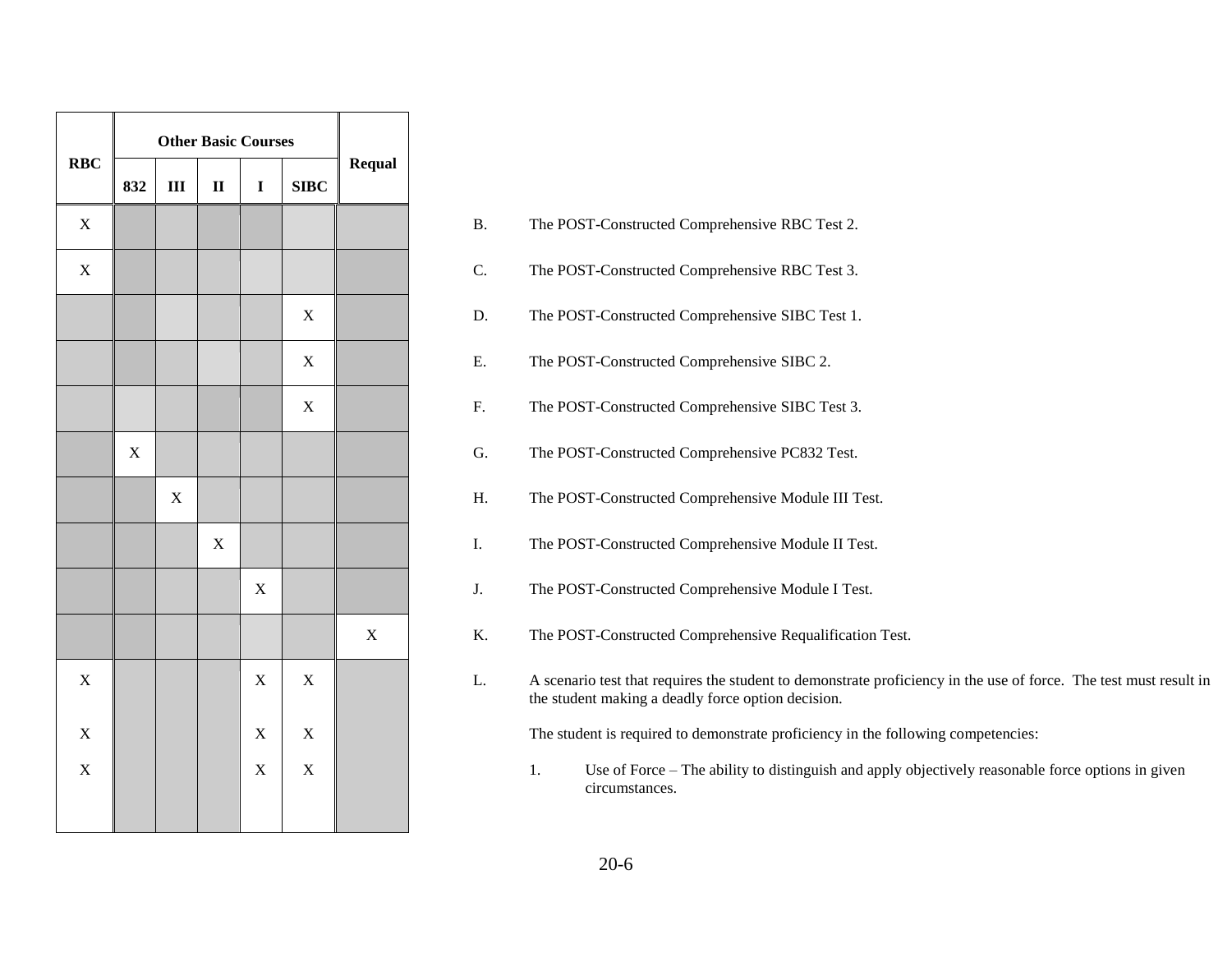| RBC | Other Basic Courses | | | | | Requal | |
|---|---|---|---|---|---|---|---|
| | 832 | III | II | I | SIBC | | |
| X | | | | | | | B. The POST-Constructed Comprehensive RBC Test 2. |
| X | | | | | | | C. The POST-Constructed Comprehensive RBC Test 3. |
| | | | | | X | | D. The POST-Constructed Comprehensive SIBC Test 1. |
| | | | | | X | | E. The POST-Constructed Comprehensive SIBC 2. |
| | | | | | X | | F. The POST-Constructed Comprehensive SIBC Test 3. |
| | X | | | | | | G. The POST-Constructed Comprehensive PC832 Test. |
| | | X | | | | | H. The POST-Constructed Comprehensive Module III Test. |
| | | | X | | | | I. The POST-Constructed Comprehensive Module II Test. |
| | | | | X | | | J. The POST-Constructed Comprehensive Module I Test. |
| | | | | | | X | K. The POST-Constructed Comprehensive Requalification Test. |
| X | | | | X | X | | L. A scenario test that requires the student to demonstrate proficiency in the use of force. The test must result in the student making a deadly force option decision. |
| X | | | | X | X | | The student is required to demonstrate proficiency in the following competencies: |
| X | | | | X | X | | 1. Use of Force – The ability to distinguish and apply objectively reasonable force options in given circumstances. |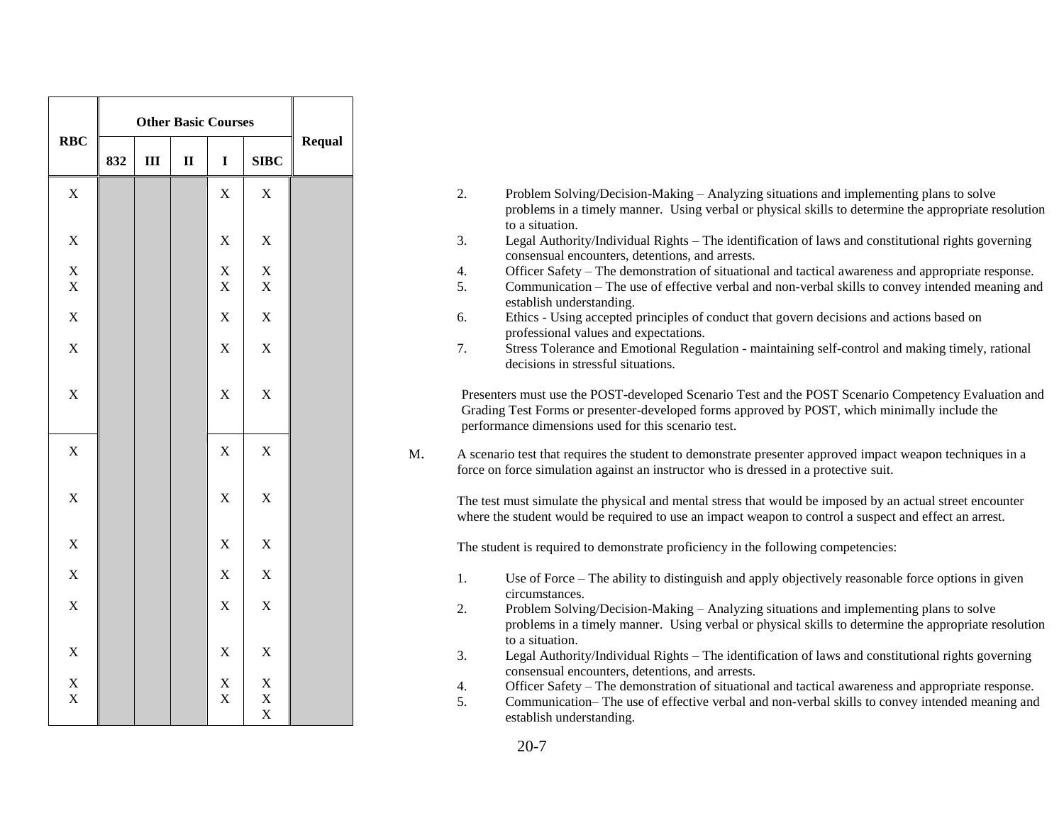| RBC | Other Basic Courses | | | | | Requal |
|---|---|---|---|---|---|---|
| | 832 | III | II | I | SIBC | |
| X | | | | X | X | |
| X | | | | X | X | |
| X | | | | X | X | |
| X | | | | X | X | |
| X | | | | X | X | |
| X | | | | X | X | |
| X | | | | X | X | |
| X | | | | X | X | |
| X | | | | X | X | |
| X | | | | X | X | |
| X | | | | X | X | |
| X | | | | X | X | |
| X | | | | X | X | |
| X | | | | X | X | |
| X | | | | X | X | |
| | | | | | X | |

2. Problem Solving/Decision-Making – Analyzing situations and implementing plans to solve problems in a timely manner. Using verbal or physical skills to determine the appropriate resolution to a situation.
3. Legal Authority/Individual Rights – The identification of laws and constitutional rights governing consensual encounters, detentions, and arrests.
4. Officer Safety – The demonstration of situational and tactical awareness and appropriate response.
5. Communication – The use of effective verbal and non-verbal skills to convey intended meaning and establish understanding.
6. Ethics - Using accepted principles of conduct that govern decisions and actions based on professional values and expectations.
7. Stress Tolerance and Emotional Regulation - maintaining self-control and making timely, rational decisions in stressful situations.

Presenters must use the POST-developed Scenario Test and the POST Scenario Competency Evaluation and Grading Test Forms or presenter-developed forms approved by POST, which minimally include the performance dimensions used for this scenario test.

M. A scenario test that requires the student to demonstrate presenter approved impact weapon techniques in a force on force simulation against an instructor who is dressed in a protective suit.

The test must simulate the physical and mental stress that would be imposed by an actual street encounter where the student would be required to use an impact weapon to control a suspect and effect an arrest.

The student is required to demonstrate proficiency in the following competencies:

1. Use of Force – The ability to distinguish and apply objectively reasonable force options in given circumstances.
2. Problem Solving/Decision-Making – Analyzing situations and implementing plans to solve problems in a timely manner. Using verbal or physical skills to determine the appropriate resolution to a situation.
3. Legal Authority/Individual Rights – The identification of laws and constitutional rights governing consensual encounters, detentions, and arrests.
4. Officer Safety – The demonstration of situational and tactical awareness and appropriate response.
5. Communication– The use of effective verbal and non-verbal skills to convey intended meaning and establish understanding.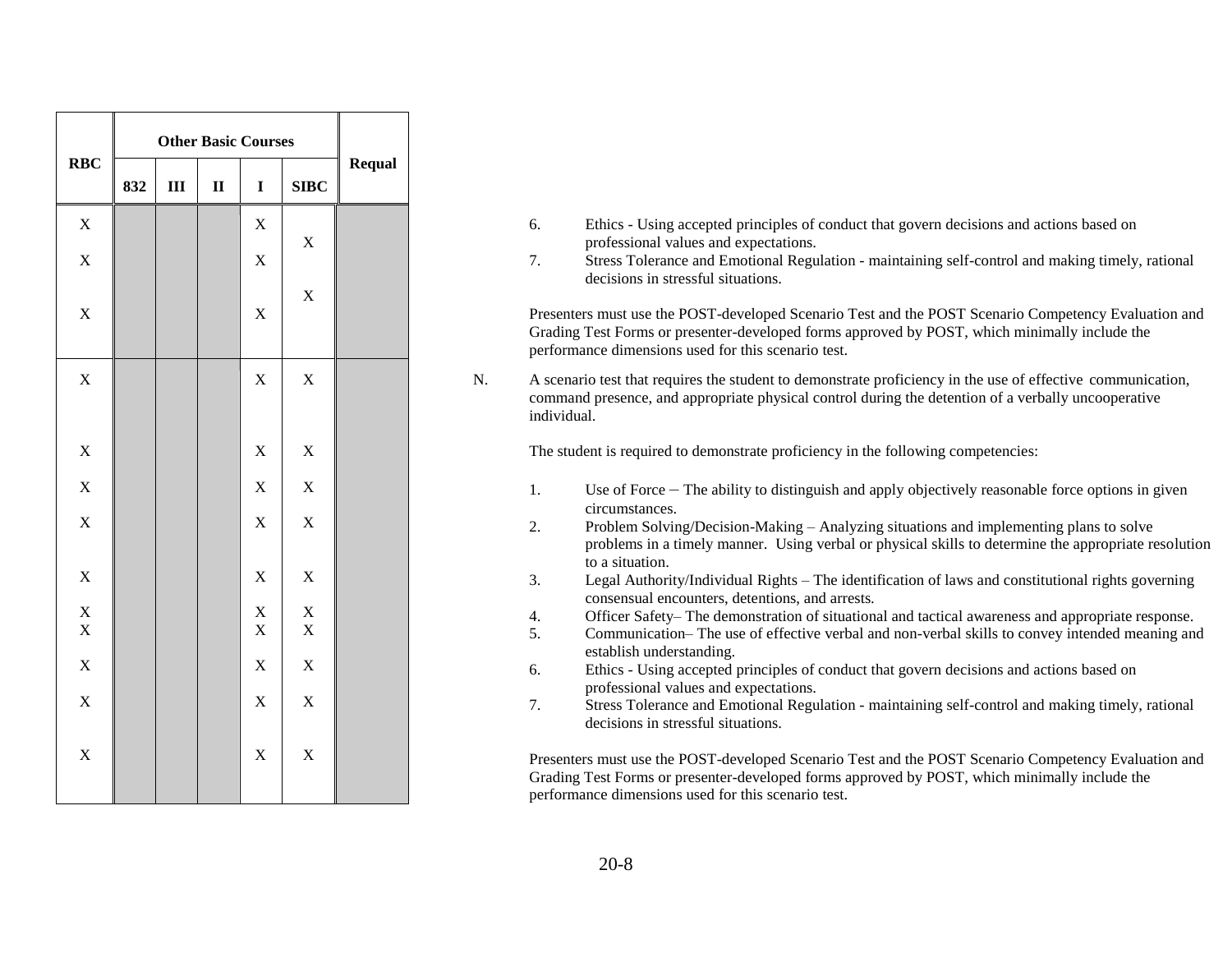| RBC | Other Basic Courses | | | | | Requal |
|---|---|---|---|---|---|---|
| | 832 | III | II | I | SIBC | |
| X | | | | X | X | |
| X | | | | X | | |
| X | | | | X | X | |
| X | | | | X | X | |
| X | | | | X | X | |
| X | | | | X | X | |
| X | | | | X | X | |
| X | | | | X | X | |
| X | | | | X | X | |
| X | | | | X | X | |
| X | | | | X | X | |
| X | | | | X | X | |
| X | | | | X | X | |

6. Ethics - Using accepted principles of conduct that govern decisions and actions based on professional values and expectations.
7. Stress Tolerance and Emotional Regulation - maintaining self-control and making timely, rational decisions in stressful situations.

Presenters must use the POST-developed Scenario Test and the POST Scenario Competency Evaluation and Grading Test Forms or presenter-developed forms approved by POST, which minimally include the performance dimensions used for this scenario test.

N. A scenario test that requires the student to demonstrate proficiency in the use of effective communication, command presence, and appropriate physical control during the detention of a verbally uncooperative individual.

The student is required to demonstrate proficiency in the following competencies:

1. Use of Force – The ability to distinguish and apply objectively reasonable force options in given circumstances.
2. Problem Solving/Decision-Making – Analyzing situations and implementing plans to solve problems in a timely manner. Using verbal or physical skills to determine the appropriate resolution to a situation.
3. Legal Authority/Individual Rights – The identification of laws and constitutional rights governing consensual encounters, detentions, and arrests.
4. Officer Safety– The demonstration of situational and tactical awareness and appropriate response.
5. Communication– The use of effective verbal and non-verbal skills to convey intended meaning and establish understanding.
6. Ethics - Using accepted principles of conduct that govern decisions and actions based on professional values and expectations.
7. Stress Tolerance and Emotional Regulation - maintaining self-control and making timely, rational decisions in stressful situations.

Presenters must use the POST-developed Scenario Test and the POST Scenario Competency Evaluation and Grading Test Forms or presenter-developed forms approved by POST, which minimally include the performance dimensions used for this scenario test.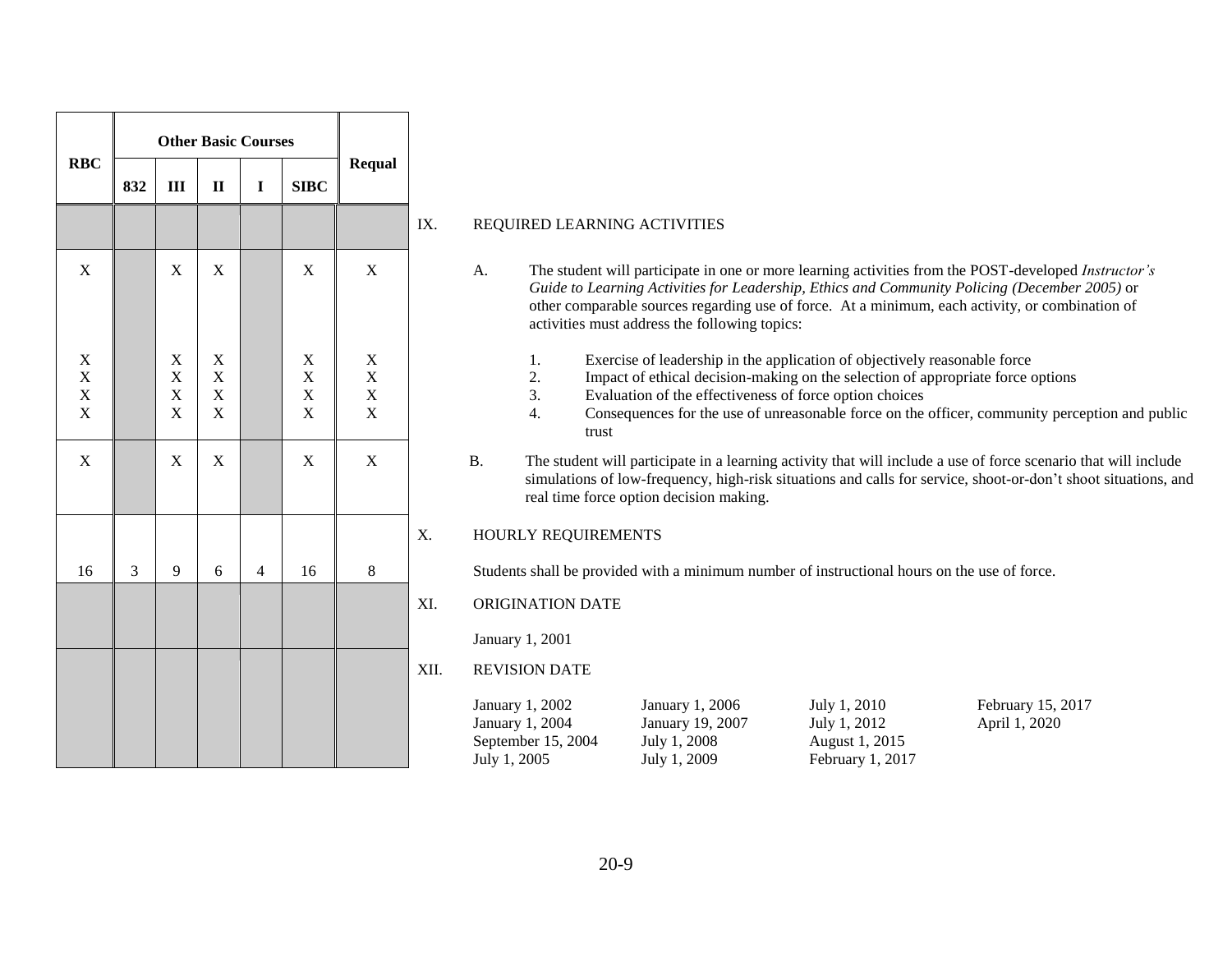| RBC | Other Basic Courses | | | | | Requal |
|---|---|---|---|---|---|---|
| | 832 | III | II | I | SIBC | |
| | | | | | | |
| X | | X | X | | X | X |
| X | | X | X | | X | X |
| X | | X | X | | X | X |
| X | | X | X | | X | X |
| X | | X | X | | X | X |
| X | | X | X | | X | X |
| 16 | 3 | 9 | 6 | 4 | 16 | 8 |

## IX. REQUIRED LEARNING ACTIVITIES

A. The student will participate in one or more learning activities from the POST-developed *Instructor's Guide to Learning Activities for Leadership, Ethics and Community Policing (December 2005)* or other comparable sources regarding use of force. At a minimum, each activity, or combination of activities must address the following topics:

1. Exercise of leadership in the application of objectively reasonable force
2. Impact of ethical decision-making on the selection of appropriate force options
3. Evaluation of the effectiveness of force option choices
4. Consequences for the use of unreasonable force on the officer, community perception and public trust

B. The student will participate in a learning activity that will include a use of force scenario that will include simulations of low-frequency, high-risk situations and calls for service, shoot-or-don't shoot situations, and real time force option decision making.

## X. HOURLY REQUIREMENTS

Students shall be provided with a minimum number of instructional hours on the use of force.

## XI. ORIGINATION DATE

January 1, 2001

## XII. REVISION DATE

| | | | |
|---|---|---|---|
| January 1, 2002 | January 1, 2006 | July 1, 2010 | February 15, 2017 |
| January 1, 2004 | January 19, 2007 | July 1, 2012 | April 1, 2020 |
| September 15, 2004 | July 1, 2008 | August 1, 2015 | |
| July 1, 2005 | July 1, 2009 | February 1, 2017 | |